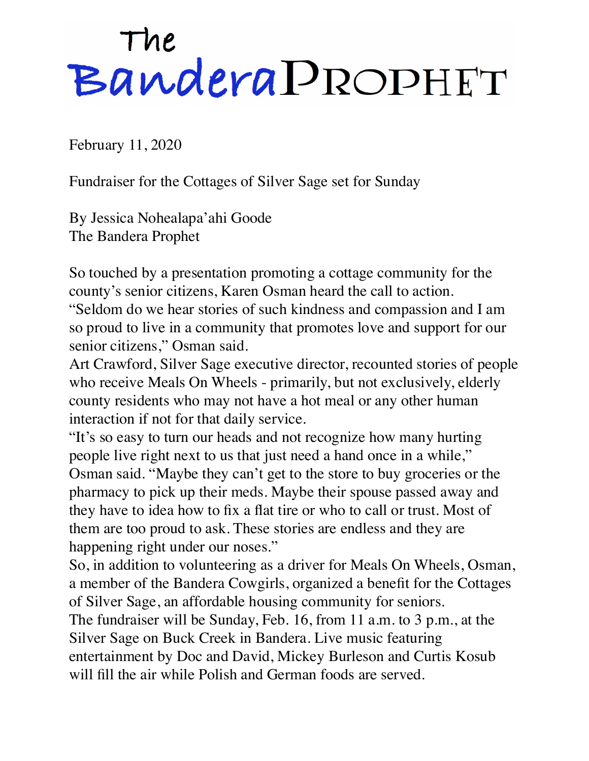# The Bandera Prophet

February 11, 2020

## Fundraiser for the Cottages of Silver Sage set for Sunday

By Jessica Nohealapa'ahi Goode
The Bandera Prophet

So touched by a presentation promoting a cottage community for the county's senior citizens, Karen Osman heard the call to action.

"Seldom do we hear stories of such kindness and compassion and I am so proud to live in a community that promotes love and support for our senior citizens," Osman said.

Art Crawford, Silver Sage executive director, recounted stories of people who receive Meals On Wheels - primarily, but not exclusively, elderly county residents who may not have a hot meal or any other human interaction if not for that daily service.

"It's so easy to turn our heads and not recognize how many hurting people live right next to us that just need a hand once in a while," Osman said. "Maybe they can't get to the store to buy groceries or the pharmacy to pick up their meds. Maybe their spouse passed away and they have to idea how to fix a flat tire or who to call or trust. Most of them are too proud to ask. These stories are endless and they are happening right under our noses."

So, in addition to volunteering as a driver for Meals On Wheels, Osman, a member of the Bandera Cowgirls, organized a benefit for the Cottages of Silver Sage, an affordable housing community for seniors.

The fundraiser will be Sunday, Feb. 16, from 11 a.m. to 3 p.m., at the Silver Sage on Buck Creek in Bandera. Live music featuring entertainment by Doc and David, Mickey Burleson and Curtis Kosub will fill the air while Polish and German foods are served.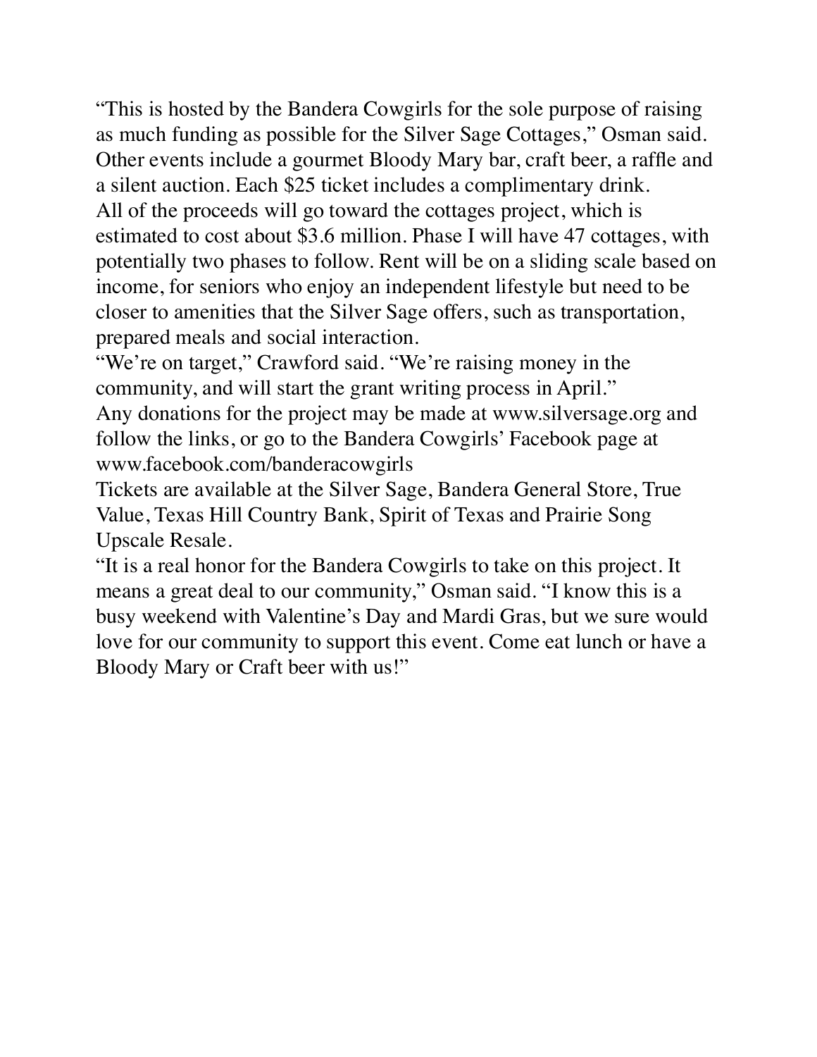"This is hosted by the Bandera Cowgirls for the sole purpose of raising as much funding as possible for the Silver Sage Cottages," Osman said.

Other events include a gourmet Bloody Mary bar, craft beer, a raffle and a silent auction. Each $25 ticket includes a complimentary drink.

All of the proceeds will go toward the cottages project, which is estimated to cost about $3.6 million. Phase I will have 47 cottages, with potentially two phases to follow. Rent will be on a sliding scale based on income, for seniors who enjoy an independent lifestyle but need to be closer to amenities that the Silver Sage offers, such as transportation, prepared meals and social interaction.

"We're on target," Crawford said. "We're raising money in the community, and will start the grant writing process in April."

Any donations for the project may be made at www.silversage.org and follow the links, or go to the Bandera Cowgirls' Facebook page at www.facebook.com/banderacowgirls

Tickets are available at the Silver Sage, Bandera General Store, True Value, Texas Hill Country Bank, Spirit of Texas and Prairie Song Upscale Resale.

"It is a real honor for the Bandera Cowgirls to take on this project. It means a great deal to our community," Osman said. "I know this is a busy weekend with Valentine's Day and Mardi Gras, but we sure would love for our community to support this event. Come eat lunch or have a Bloody Mary or Craft beer with us!"